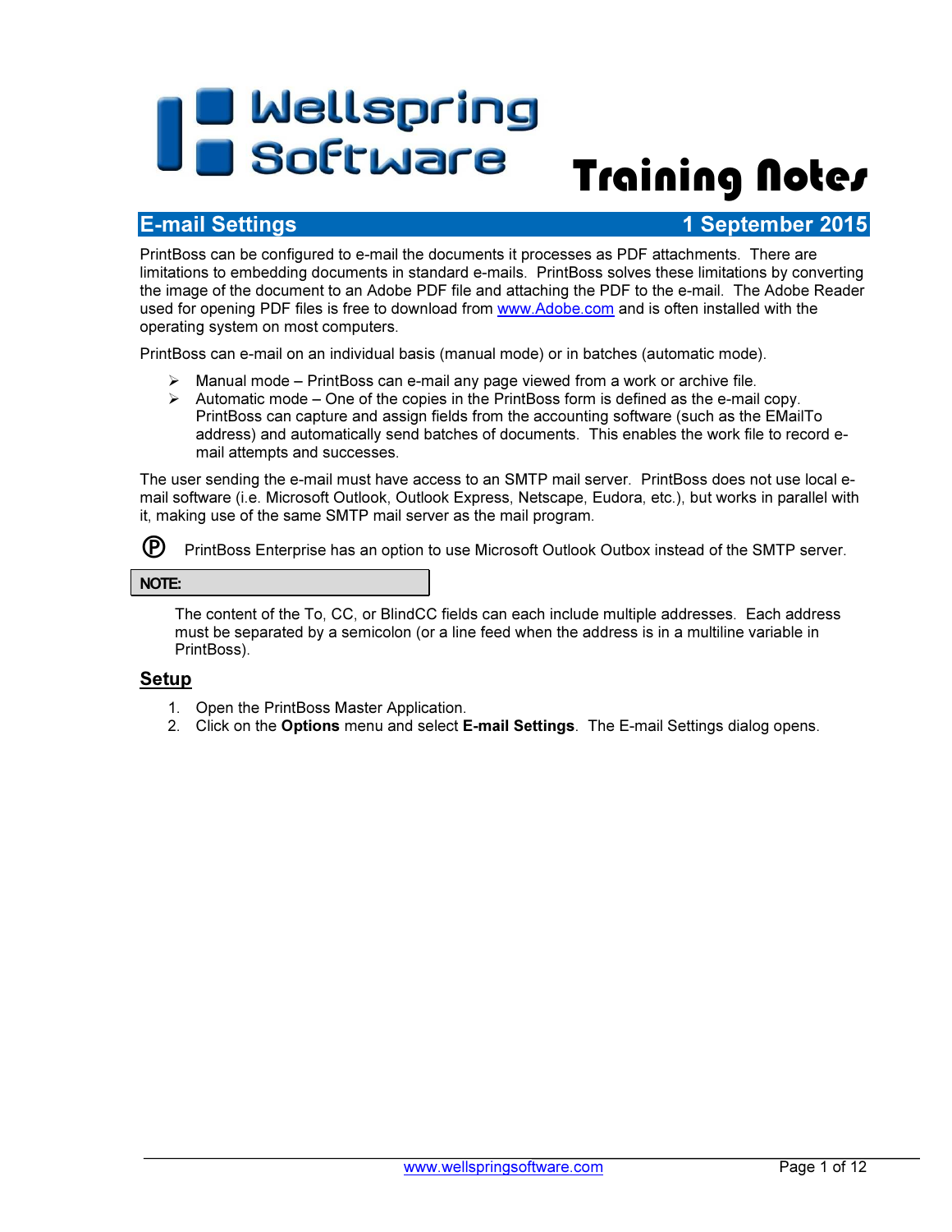# Wellspring Software Training Notes

## E-mail Settings — 1 September 2015

PrintBoss can be configured to e-mail the documents it processes as PDF attachments. There are limitations to embedding documents in standard e-mails. PrintBoss solves these limitations by converting the image of the document to an Adobe PDF file and attaching the PDF to the e-mail. The Adobe Reader used for opening PDF files is free to download from www.Adobe.com and is often installed with the operating system on most computers.

PrintBoss can e-mail on an individual basis (manual mode) or in batches (automatic mode).

- Manual mode – PrintBoss can e-mail any page viewed from a work or archive file.
- Automatic mode – One of the copies in the PrintBoss form is defined as the e-mail copy. PrintBoss can capture and assign fields from the accounting software (such as the EMailTo address) and automatically send batches of documents. This enables the work file to record e-mail attempts and successes.

The user sending the e-mail must have access to an SMTP mail server. PrintBoss does not use local e-mail software (i.e. Microsoft Outlook, Outlook Express, Netscape, Eudora, etc.), but works in parallel with it, making use of the same SMTP mail server as the mail program.

Ⓟ PrintBoss Enterprise has an option to use Microsoft Outlook Outbox instead of the SMTP server.

**NOTE:**

The content of the To, CC, or BlindCC fields can each include multiple addresses. Each address must be separated by a semicolon (or a line feed when the address is in a multiline variable in PrintBoss).

### Setup

1. Open the PrintBoss Master Application.
2. Click on the **Options** menu and select **E-mail Settings**. The E-mail Settings dialog opens.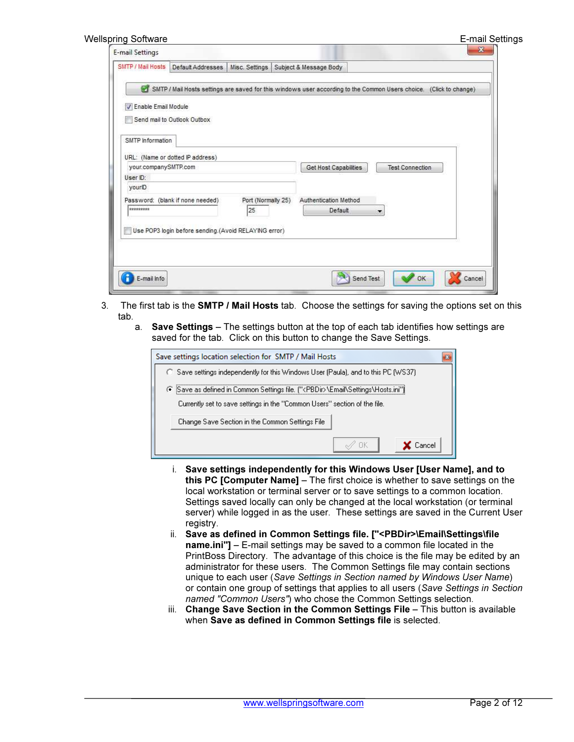3. The first tab is the **SMTP / Mail Hosts** tab. Choose the settings for saving the options set on this tab.

   a. **Save Settings** – The settings button at the top of each tab identifies how settings are saved for the tab. Click on this button to change the Save Settings.

      i. **Save settings independently for this Windows User [User Name], and to this PC [Computer Name]** – The first choice is whether to save settings on the local workstation or terminal server or to save settings to a common location. Settings saved locally can only be changed at the local workstation (or terminal server) while logged in as the user. These settings are saved in the Current User registry.

      ii. **Save as defined in Common Settings file. ["<PBDir>\Email\Settings\file name.ini"]** – E-mail settings may be saved to a common file located in the PrintBoss Directory. The advantage of this choice is the file may be edited by an administrator for these users. The Common Settings file may contain sections unique to each user (*Save Settings in Section named by Windows User Name*) or contain one group of settings that applies to all users (*Save Settings in Section named "Common Users"*) who chose the Common Settings selection.

      iii. **Change Save Section in the Common Settings File** – This button is available when **Save as defined in Common Settings file** is selected.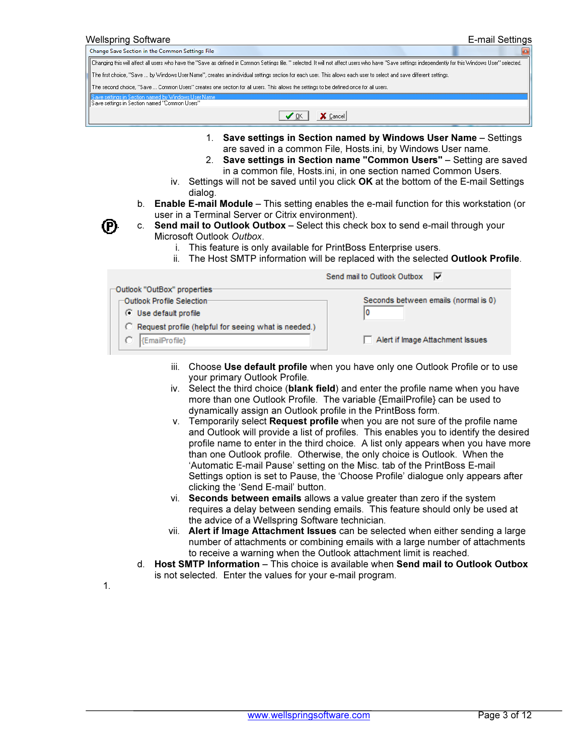Change Save Section in the Common Settings File

Changing this will affect all users who have the "Save as defined in Common Settings file." selected. It will not affect users who have "Save settings independently for this Windows User" selected.

The first choice, "Save ... by Windows User Name", creates an individual settings section for each user. This allows each user to select and save different settings.

The second choice, "Save ... Common Users" creates one section for all users. This allows the settings to be defined once for all users.

Save settings in Section named by Windows User Name
Save settings in Section named "Common Users"

OK Cancel

1. **Save settings in Section named by Windows User Name** – Settings are saved in a common File, Hosts.ini, by Windows User name.
2. **Save settings in Section name "Common Users"** – Setting are saved in a common file, Hosts.ini, in one section named Common Users.

iv. Settings will not be saved until you click **OK** at the bottom of the E-mail Settings dialog.

b. **Enable E-mail Module** – This setting enables the e-mail function for this workstation (or user in a Terminal Server or Citrix environment).

c. **Send mail to Outlook Outbox** – Select this check box to send e-mail through your Microsoft Outlook *Outbox*.

i. This feature is only available for PrintBoss Enterprise users.

ii. The Host SMTP information will be replaced with the selected **Outlook Profile**.

Send mail to Outlook Outbox ☑

Outlook "OutBox" properties

Outlook Profile Selection
- (•) Use default profile
- ( ) Request profile (helpful for seeing what is needed.)
- ( ) {EmailProfile}

Seconds between emails (normal is 0): 0

☐ Alert if Image Attachment Issues

iii. Choose **Use default profile** when you have only one Outlook Profile or to use your primary Outlook Profile.

iv. Select the third choice (**blank field**) and enter the profile name when you have more than one Outlook Profile. The variable {EmailProfile} can be used to dynamically assign an Outlook profile in the PrintBoss form.

v. Temporarily select **Request profile** when you are not sure of the profile name and Outlook will provide a list of profiles. This enables you to identify the desired profile name to enter in the third choice. A list only appears when you have more than one Outlook profile. Otherwise, the only choice is Outlook. When the 'Automatic E-mail Pause' setting on the Misc. tab of the PrintBoss E-mail Settings option is set to Pause, the 'Choose Profile' dialogue only appears after clicking the 'Send E-mail' button.

vi. **Seconds between emails** allows a value greater than zero if the system requires a delay between sending emails. This feature should only be used at the advice of a Wellspring Software technician.

vii. **Alert if Image Attachment Issues** can be selected when either sending a large number of attachments or combining emails with a large number of attachments to receive a warning when the Outlook attachment limit is reached.

d. **Host SMTP Information** – This choice is available when **Send mail to Outlook Outbox** is not selected. Enter the values for your e-mail program.

1.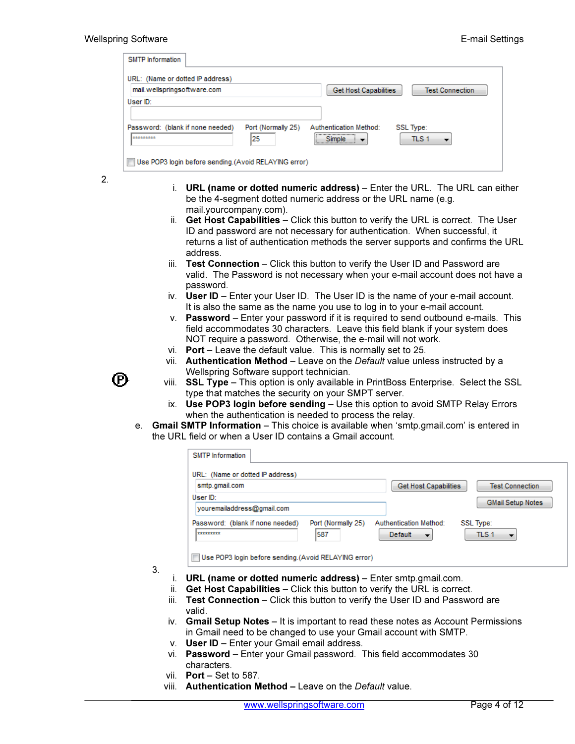SMTP Information

URL: (Name or dotted IP address)

mail.wellspringsoftware.com | Get Host Capabilities | Test Connection

User ID:

Password: (blank if none needed) | Port (Normally 25) | Authentication Method: | SSL Type:

********* | 25 | Simple | TLS 1

Use POP3 login before sending.(Avoid RELAYING error)

2.

i. **URL (name or dotted numeric address)** – Enter the URL. The URL can either be the 4-segment dotted numeric address or the URL name (e.g. mail.yourcompany.com).
ii. **Get Host Capabilities** – Click this button to verify the URL is correct. The User ID and password are not necessary for authentication. When successful, it returns a list of authentication methods the server supports and confirms the URL address.
iii. **Test Connection** – Click this button to verify the User ID and Password are valid. The Password is not necessary when your e-mail account does not have a password.
iv. **User ID** – Enter your User ID. The User ID is the name of your e-mail account. It is also the same as the name you use to log in to your e-mail account.
v. **Password** – Enter your password if it is required to send outbound e-mails. This field accommodates 30 characters. Leave this field blank if your system does NOT require a password. Otherwise, the e-mail will not work.
vi. **Port** – Leave the default value. This is normally set to 25.
vii. **Authentication Method** – Leave on the *Default* value unless instructed by a Wellspring Software support technician.
viii. Ⓟ **SSL Type** – This option is only available in PrintBoss Enterprise. Select the SSL type that matches the security on your SMPT server.
ix. **Use POP3 login before sending** – Use this option to avoid SMTP Relay Errors when the authentication is needed to process the relay.

e. **Gmail SMTP Information** – This choice is available when 'smtp.gmail.com' is entered in the URL field or when a User ID contains a Gmail account.

SMTP Information

URL: (Name or dotted IP address)

smtp.gmail.com | Get Host Capabilities | Test Connection

User ID:

youremailaddress@gmail.com | GMail Setup Notes

Password: (blank if none needed) | Port (Normally 25) | Authentication Method: | SSL Type:

********* | 587 | Default | TLS 1

Use POP3 login before sending.(Avoid RELAYING error)

3.

i. **URL (name or dotted numeric address)** – Enter smtp.gmail.com.
ii. **Get Host Capabilities** – Click this button to verify the URL is correct.
iii. **Test Connection** – Click this button to verify the User ID and Password are valid.
iv. **Gmail Setup Notes** – It is important to read these notes as Account Permissions in Gmail need to be changed to use your Gmail account with SMTP.
v. **User ID** – Enter your Gmail email address.
vi. **Password** – Enter your Gmail password. This field accommodates 30 characters.
vii. **Port** – Set to 587.
viii. **Authentication Method –** Leave on the *Default* value.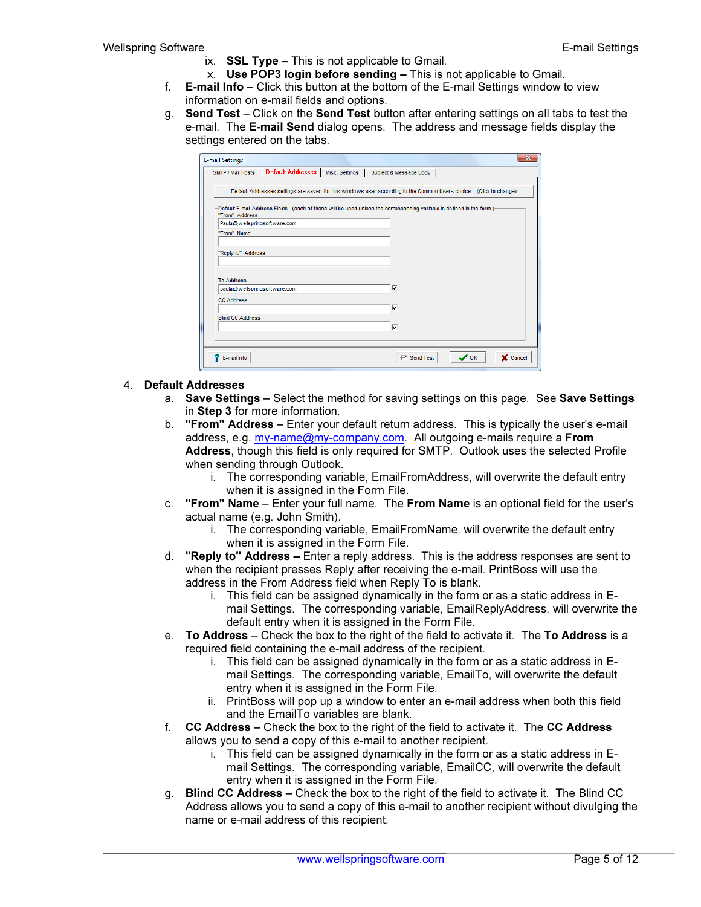ix. **SSL Type –** This is not applicable to Gmail.

x. **Use POP3 login before sending –** This is not applicable to Gmail.

f. **E-mail Info** – Click this button at the bottom of the E-mail Settings window to view information on e-mail fields and options.

g. **Send Test** – Click on the **Send Test** button after entering settings on all tabs to test the e-mail. The **E-mail Send** dialog opens. The address and message fields display the settings entered on the tabs.

4. **Default Addresses**

a. **Save Settings** – Select the method for saving settings on this page. See **Save Settings** in **Step 3** for more information.

b. **"From" Address** – Enter your default return address. This is typically the user's e-mail address, e.g. my-name@my-company.com. All outgoing e-mails require a **From Address**, though this field is only required for SMTP. Outlook uses the selected Profile when sending through Outlook.

   i. The corresponding variable, EmailFromAddress, will overwrite the default entry when it is assigned in the Form File.

c. **"From" Name** – Enter your full name. The **From Name** is an optional field for the user's actual name (e.g. John Smith).

   i. The corresponding variable, EmailFromName, will overwrite the default entry when it is assigned in the Form File.

d. **"Reply to" Address –** Enter a reply address. This is the address responses are sent to when the recipient presses Reply after receiving the e-mail. PrintBoss will use the address in the From Address field when Reply To is blank.

   i. This field can be assigned dynamically in the form or as a static address in E-mail Settings. The corresponding variable, EmailReplyAddress, will overwrite the default entry when it is assigned in the Form File.

e. **To Address** – Check the box to the right of the field to activate it. The **To Address** is a required field containing the e-mail address of the recipient.

   i. This field can be assigned dynamically in the form or as a static address in E-mail Settings. The corresponding variable, EmailTo, will overwrite the default entry when it is assigned in the Form File.

   ii. PrintBoss will pop up a window to enter an e-mail address when both this field and the EmailTo variables are blank.

f. **CC Address** – Check the box to the right of the field to activate it. The **CC Address** allows you to send a copy of this e-mail to another recipient.

   i. This field can be assigned dynamically in the form or as a static address in E-mail Settings. The corresponding variable, EmailCC, will overwrite the default entry when it is assigned in the Form File.

g. **Blind CC Address** – Check the box to the right of the field to activate it. The Blind CC Address allows you to send a copy of this e-mail to another recipient without divulging the name or e-mail address of this recipient.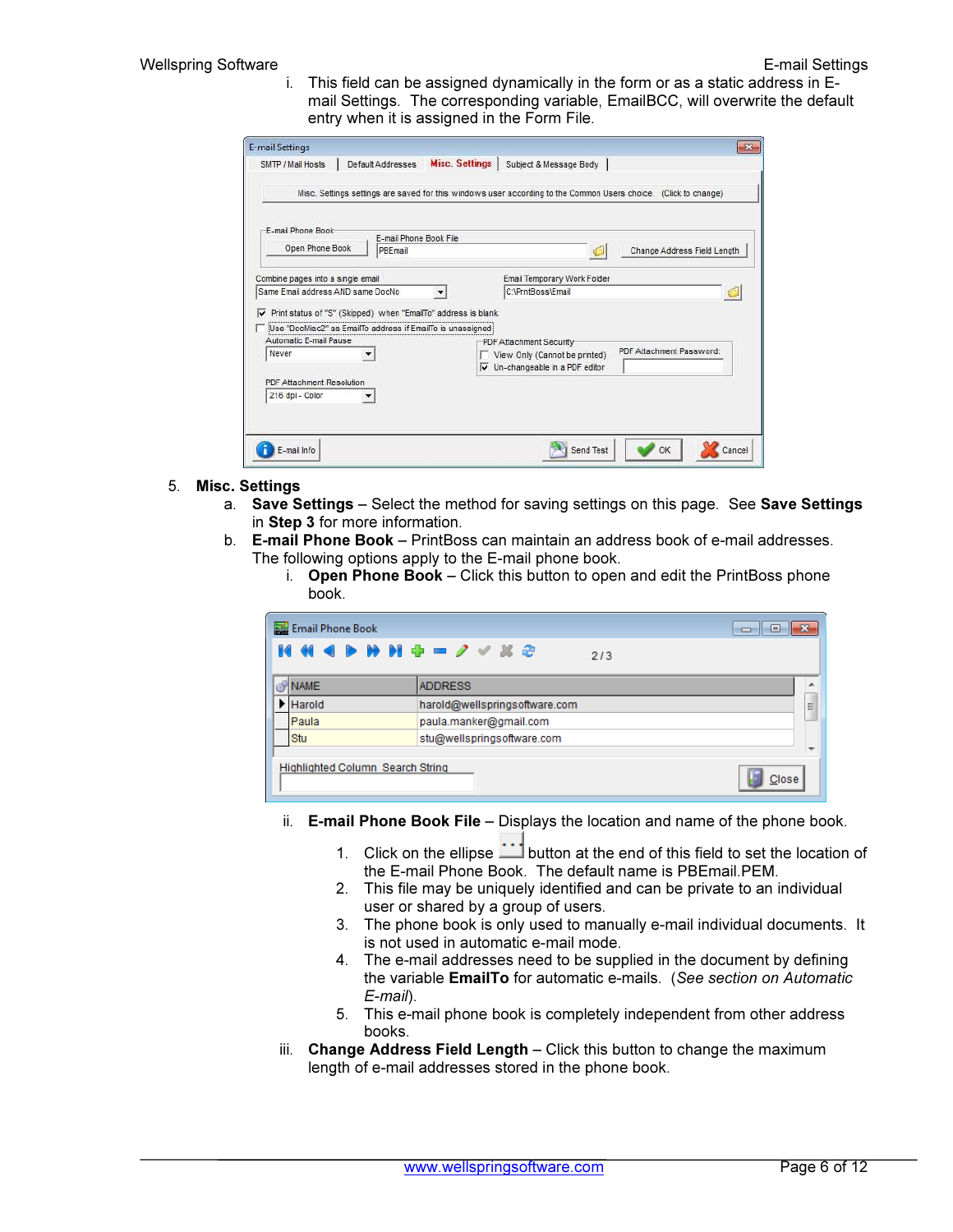i. This field can be assigned dynamically in the form or as a static address in E-mail Settings. The corresponding variable, EmailBCC, will overwrite the default entry when it is assigned in the Form File.

5. **Misc. Settings**
   a. **Save Settings** – Select the method for saving settings on this page. See **Save Settings** in **Step 3** for more information.
   b. **E-mail Phone Book** – PrintBoss can maintain an address book of e-mail addresses. The following options apply to the E-mail phone book.
      i. **Open Phone Book** – Click this button to open and edit the PrintBoss phone book.

      ii. **E-mail Phone Book File** – Displays the location and name of the phone book.
         1. Click on the ellipse button at the end of this field to set the location of the E-mail Phone Book. The default name is PBEmail.PEM.
         2. This file may be uniquely identified and can be private to an individual user or shared by a group of users.
         3. The phone book is only used to manually e-mail individual documents. It is not used in automatic e-mail mode.
         4. The e-mail addresses need to be supplied in the document by defining the variable **EmailTo** for automatic e-mails. (*See section on Automatic E-mail*).
         5. This e-mail phone book is completely independent from other address books.

      iii. **Change Address Field Length** – Click this button to change the maximum length of e-mail addresses stored in the phone book.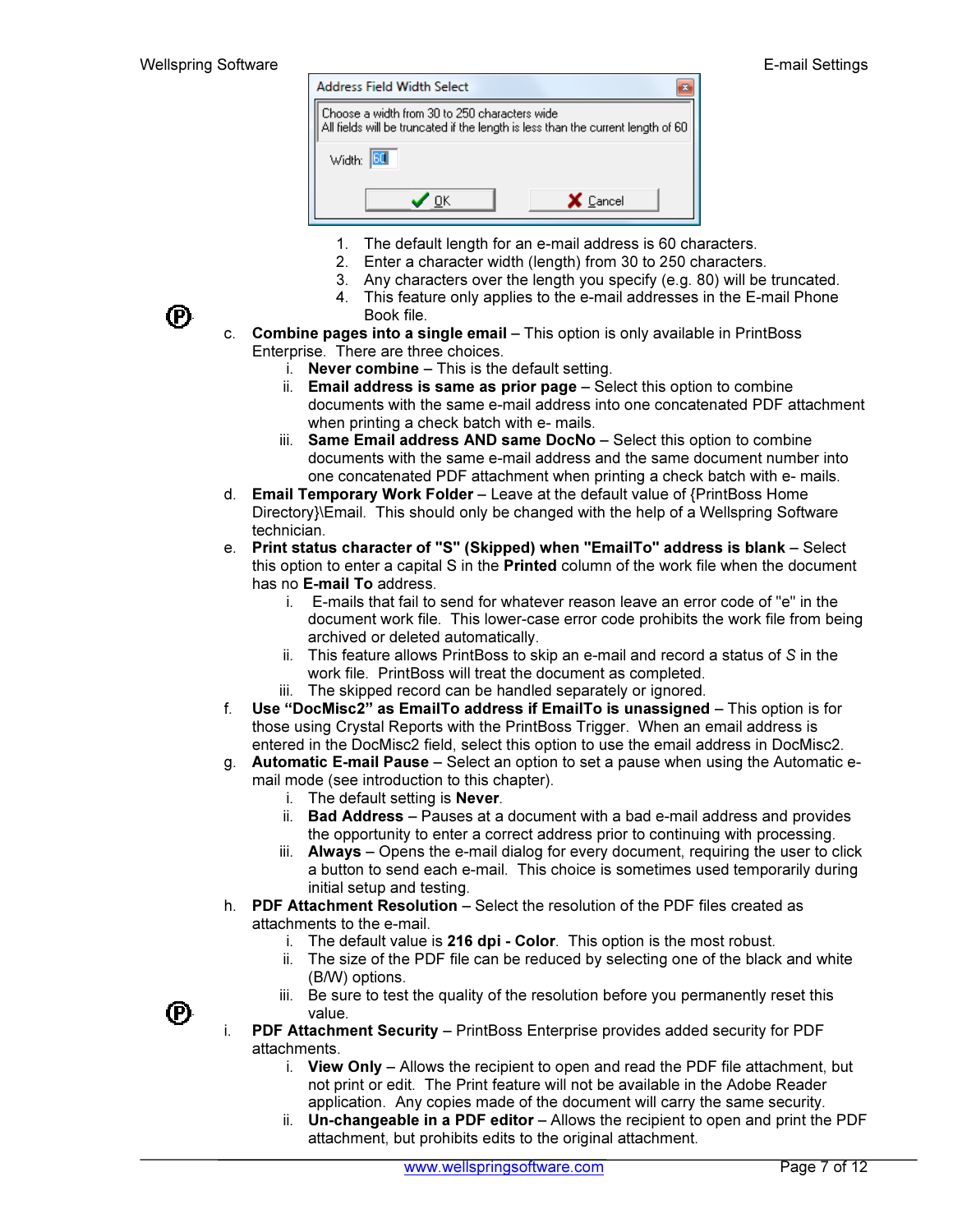Address Field Width Select

Choose a width from 30 to 250 characters wide
All fields will be truncated if the length is less than the current length of 60

Width: 60

OK Cancel

1. The default length for an e-mail address is 60 characters.
2. Enter a character width (length) from 30 to 250 characters.
3. Any characters over the length you specify (e.g. 80) will be truncated.
4. This feature only applies to the e-mail addresses in the E-mail Phone Book file.

c. **Combine pages into a single email** – This option is only available in PrintBoss Enterprise. There are three choices.
   i. **Never combine** – This is the default setting.
   ii. **Email address is same as prior page** – Select this option to combine documents with the same e-mail address into one concatenated PDF attachment when printing a check batch with e- mails.
   iii. **Same Email address AND same DocNo** – Select this option to combine documents with the same e-mail address and the same document number into one concatenated PDF attachment when printing a check batch with e- mails.

d. **Email Temporary Work Folder** – Leave at the default value of {PrintBoss Home Directory}\Email. This should only be changed with the help of a Wellspring Software technician.

e. **Print status character of "S" (Skipped) when "EmailTo" address is blank** – Select this option to enter a capital S in the **Printed** column of the work file when the document has no **E-mail To** address.
   i. E-mails that fail to send for whatever reason leave an error code of "e" in the document work file. This lower-case error code prohibits the work file from being archived or deleted automatically.
   ii. This feature allows PrintBoss to skip an e-mail and record a status of *S* in the work file. PrintBoss will treat the document as completed.
   iii. The skipped record can be handled separately or ignored.

f. **Use "DocMisc2" as EmailTo address if EmailTo is unassigned** – This option is for those using Crystal Reports with the PrintBoss Trigger. When an email address is entered in the DocMisc2 field, select this option to use the email address in DocMisc2.

g. **Automatic E-mail Pause** – Select an option to set a pause when using the Automatic e-mail mode (see introduction to this chapter).
   i. The default setting is **Never**.
   ii. **Bad Address** – Pauses at a document with a bad e-mail address and provides the opportunity to enter a correct address prior to continuing with processing.
   iii. **Always** – Opens the e-mail dialog for every document, requiring the user to click a button to send each e-mail. This choice is sometimes used temporarily during initial setup and testing.

h. **PDF Attachment Resolution** – Select the resolution of the PDF files created as attachments to the e-mail.
   i. The default value is **216 dpi - Color**. This option is the most robust.
   ii. The size of the PDF file can be reduced by selecting one of the black and white (B/W) options.
   iii. Be sure to test the quality of the resolution before you permanently reset this value.

i. **PDF Attachment Security** – PrintBoss Enterprise provides added security for PDF attachments.
   i. **View Only** – Allows the recipient to open and read the PDF file attachment, but not print or edit. The Print feature will not be available in the Adobe Reader application. Any copies made of the document will carry the same security.
   ii. **Un-changeable in a PDF editor** – Allows the recipient to open and print the PDF attachment, but prohibits edits to the original attachment.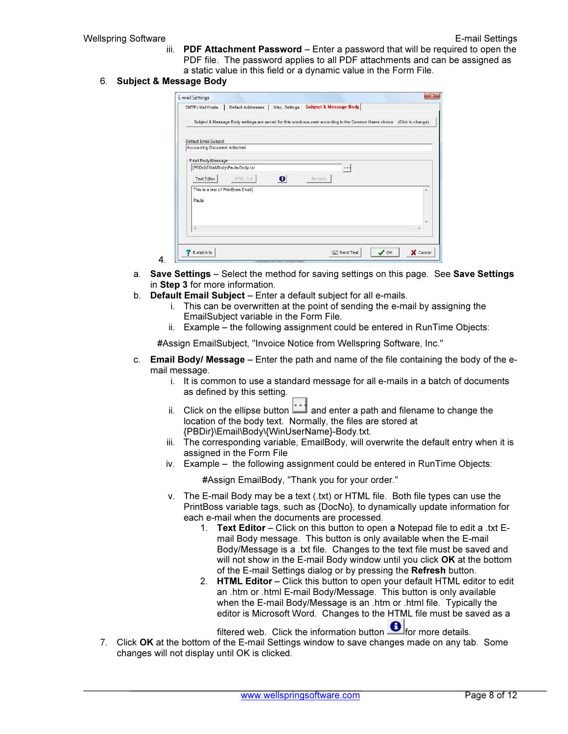iii. **PDF Attachment Password** – Enter a password that will be required to open the PDF file. The password applies to all PDF attachments and can be assigned as a static value in this field or a dynamic value in the Form File.

6. **Subject & Message Body**

4.

a. **Save Settings** – Select the method for saving settings on this page. See **Save Settings** in **Step 3** for more information.

b. **Default Email Subject** – Enter a default subject for all e-mails.
   i. This can be overwritten at the point of sending the e-mail by assigning the EmailSubject variable in the Form File.
   ii. Example – the following assignment could be entered in RunTime Objects:

   #Assign EmailSubject, "Invoice Notice from Wellspring Software, Inc."

c. **Email Body/ Message** – Enter the path and name of the file containing the body of the e-mail message.
   i. It is common to use a standard message for all e-mails in a batch of documents as defined by this setting.
   ii. Click on the ellipse button and enter a path and filename to change the location of the body text. Normally, the files are stored at {PBDir}\Email\Body\{WinUserName}-Body.txt.
   iii. The corresponding variable, EmailBody, will overwrite the default entry when it is assigned in the Form File
   iv. Example – the following assignment could be entered in RunTime Objects:

   #Assign EmailBody, "Thank you for your order."

   v. The E-mail Body may be a text (.txt) or HTML file. Both file types can use the PrintBoss variable tags, such as {DocNo}, to dynamically update information for each e-mail when the documents are processed.
      1. **Text Editor** – Click on this button to open a Notepad file to edit a .txt E-mail Body message. This button is only available when the E-mail Body/Message is a .txt file. Changes to the text file must be saved and will not show in the E-mail Body window until you click **OK** at the bottom of the E-mail Settings dialog or by pressing the **Refresh** button.
      2. **HTML Editor** – Click this button to open your default HTML editor to edit an .htm or .html E-mail Body/Message. This button is only available when the E-mail Body/Message is an .htm or .html file. Typically the editor is Microsoft Word. Changes to the HTML file must be saved as a filtered web. Click the information button for more details.

7. Click **OK** at the bottom of the E-mail Settings window to save changes made on any tab. Some changes will not display until OK is clicked.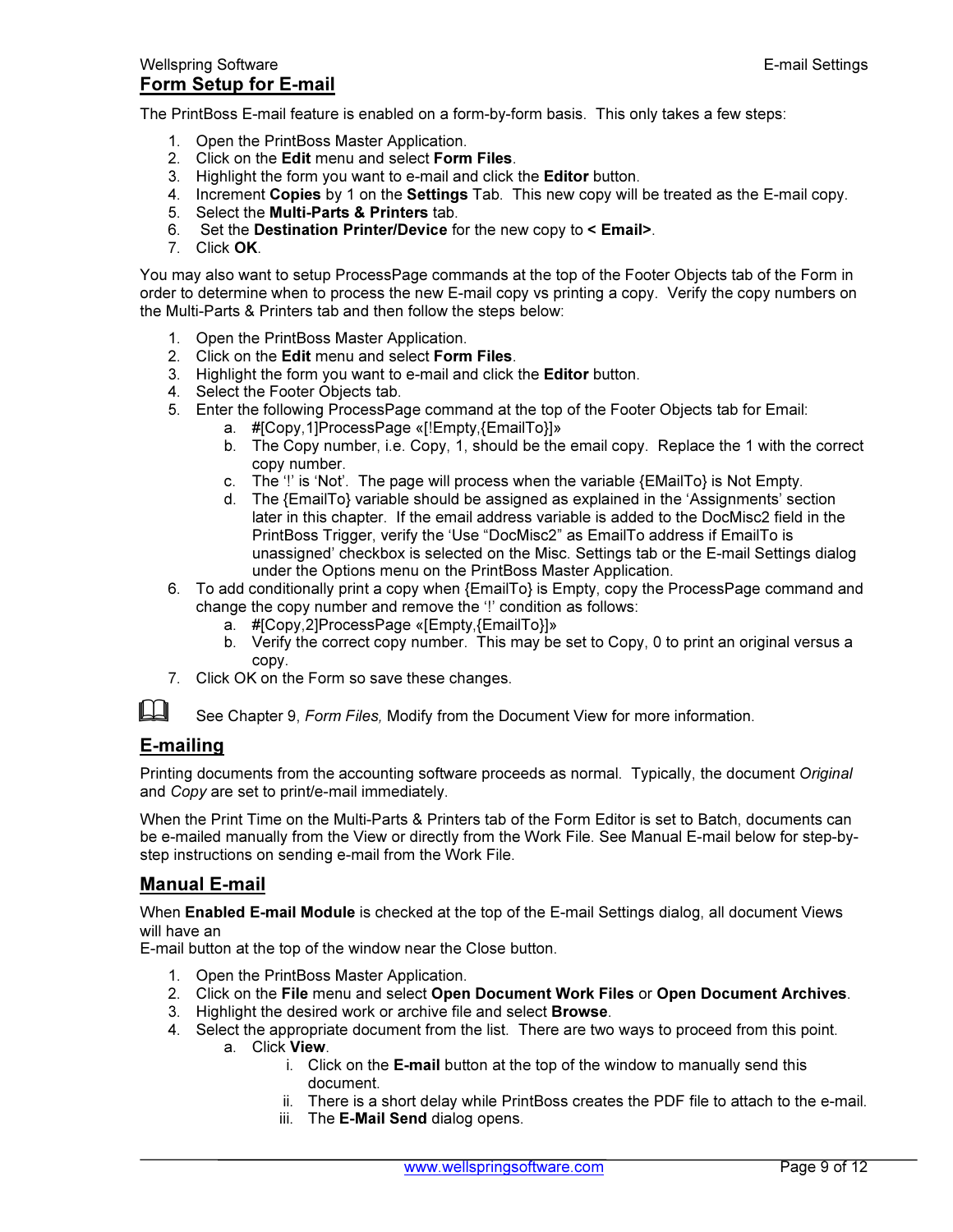## Form Setup for E-mail

The PrintBoss E-mail feature is enabled on a form-by-form basis. This only takes a few steps:

1. Open the PrintBoss Master Application.
2. Click on the **Edit** menu and select **Form Files**.
3. Highlight the form you want to e-mail and click the **Editor** button.
4. Increment **Copies** by 1 on the **Settings** Tab. This new copy will be treated as the E-mail copy.
5. Select the **Multi-Parts & Printers** tab.
6. Set the **Destination Printer/Device** for the new copy to **< Email>**.
7. Click **OK**.

You may also want to setup ProcessPage commands at the top of the Footer Objects tab of the Form in order to determine when to process the new E-mail copy vs printing a copy. Verify the copy numbers on the Multi-Parts & Printers tab and then follow the steps below:

1. Open the PrintBoss Master Application.
2. Click on the **Edit** menu and select **Form Files**.
3. Highlight the form you want to e-mail and click the **Editor** button.
4. Select the Footer Objects tab.
5. Enter the following ProcessPage command at the top of the Footer Objects tab for Email:
   a. #[Copy,1]ProcessPage «[!Empty,{EmailTo}]»
   b. The Copy number, i.e. Copy, 1, should be the email copy. Replace the 1 with the correct copy number.
   c. The '!' is 'Not'. The page will process when the variable {EMailTo} is Not Empty.
   d. The {EmailTo} variable should be assigned as explained in the 'Assignments' section later in this chapter. If the email address variable is added to the DocMisc2 field in the PrintBoss Trigger, verify the 'Use "DocMisc2" as EmailTo address if EmailTo is unassigned' checkbox is selected on the Misc. Settings tab or the E-mail Settings dialog under the Options menu on the PrintBoss Master Application.
6. To add conditionally print a copy when {EmailTo} is Empty, copy the ProcessPage command and change the copy number and remove the '!' condition as follows:
   a. #[Copy,2]ProcessPage «[Empty,{EmailTo}]»
   b. Verify the correct copy number. This may be set to Copy, 0 to print an original versus a copy.
7. Click OK on the Form so save these changes.

📖 See Chapter 9, *Form Files,* Modify from the Document View for more information.

## E-mailing

Printing documents from the accounting software proceeds as normal. Typically, the document *Original* and *Copy* are set to print/e-mail immediately.

When the Print Time on the Multi-Parts & Printers tab of the Form Editor is set to Batch, documents can be e-mailed manually from the View or directly from the Work File. See Manual E-mail below for step-by-step instructions on sending e-mail from the Work File.

## Manual E-mail

When **Enabled E-mail Module** is checked at the top of the E-mail Settings dialog, all document Views will have an
E-mail button at the top of the window near the Close button.

1. Open the PrintBoss Master Application.
2. Click on the **File** menu and select **Open Document Work Files** or **Open Document Archives**.
3. Highlight the desired work or archive file and select **Browse**.
4. Select the appropriate document from the list. There are two ways to proceed from this point.
   a. Click **View**.
      i. Click on the **E-mail** button at the top of the window to manually send this document.
      ii. There is a short delay while PrintBoss creates the PDF file to attach to the e-mail.
      iii. The **E-Mail Send** dialog opens.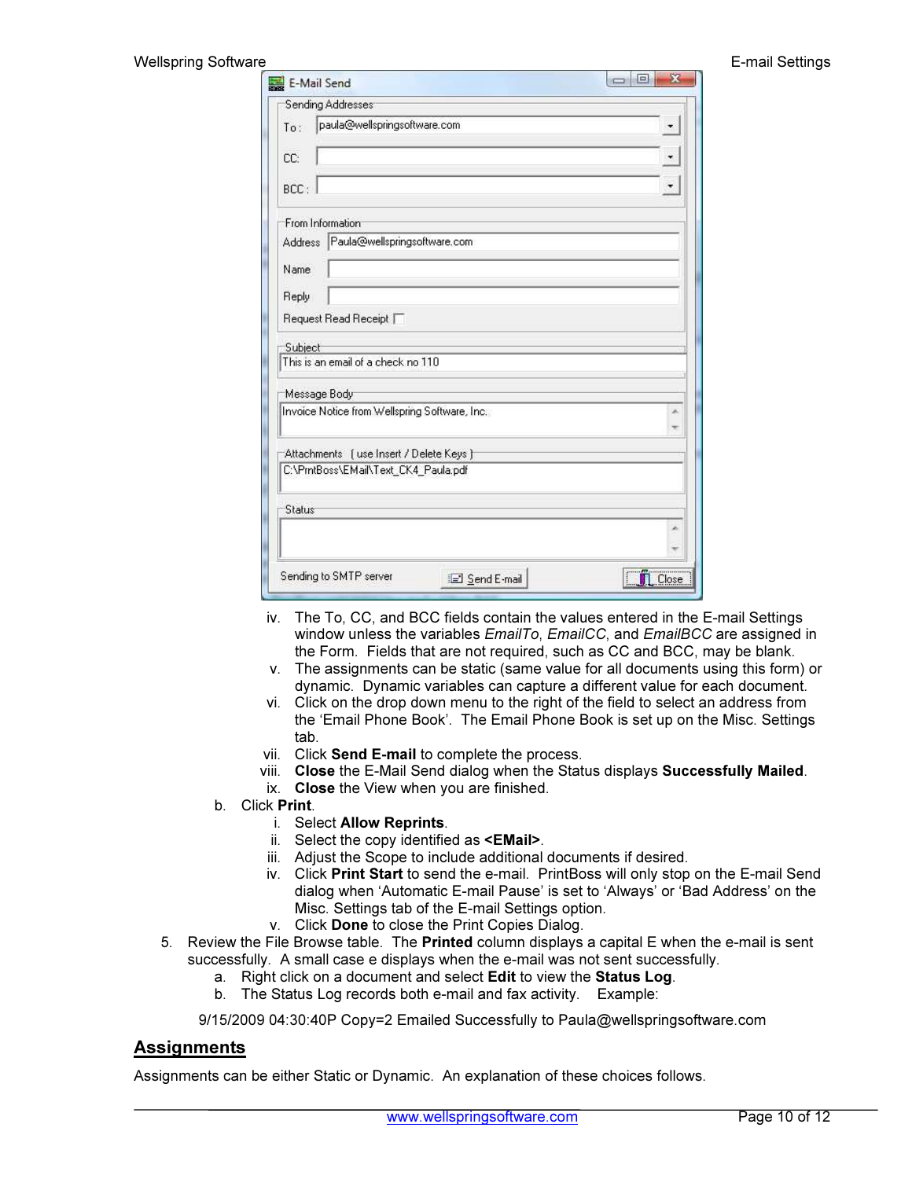iv. The To, CC, and BCC fields contain the values entered in the E-mail Settings window unless the variables *EmailTo*, *EmailCC*, and *EmailBCC* are assigned in the Form. Fields that are not required, such as CC and BCC, may be blank.

v. The assignments can be static (same value for all documents using this form) or dynamic. Dynamic variables can capture a different value for each document.

vi. Click on the drop down menu to the right of the field to select an address from the 'Email Phone Book'. The Email Phone Book is set up on the Misc. Settings tab.

vii. Click **Send E-mail** to complete the process.

viii. **Close** the E-Mail Send dialog when the Status displays **Successfully Mailed**.

ix. **Close** the View when you are finished.

b. Click **Print**.

   i. Select **Allow Reprints**.

   ii. Select the copy identified as **<EMail>**.

   iii. Adjust the Scope to include additional documents if desired.

   iv. Click **Print Start** to send the e-mail. PrintBoss will only stop on the E-mail Send dialog when 'Automatic E-mail Pause' is set to 'Always' or 'Bad Address' on the Misc. Settings tab of the E-mail Settings option.

   v. Click **Done** to close the Print Copies Dialog.

5. Review the File Browse table. The **Printed** column displays a capital E when the e-mail is sent successfully. A small case e displays when the e-mail was not sent successfully.

   a. Right click on a document and select **Edit** to view the **Status Log**.

   b. The Status Log records both e-mail and fax activity. Example:

9/15/2009 04:30:40P Copy=2 Emailed Successfully to Paula@wellspringsoftware.com

## Assignments

Assignments can be either Static or Dynamic. An explanation of these choices follows.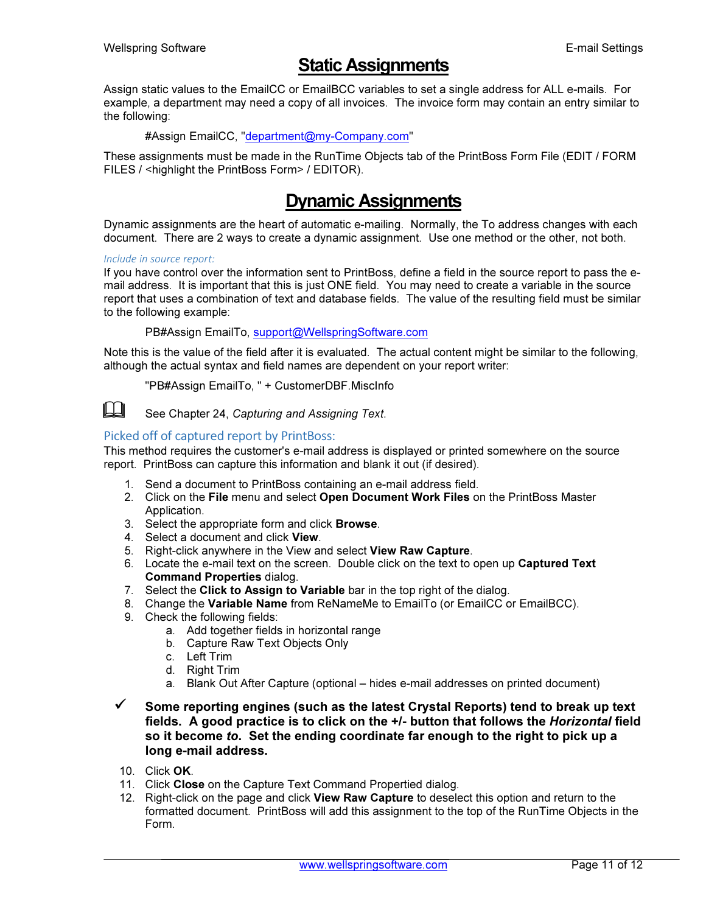# Static Assignments

Assign static values to the EmailCC or EmailBCC variables to set a single address for ALL e-mails. For example, a department may need a copy of all invoices. The invoice form may contain an entry similar to the following:

#Assign EmailCC, "department@my-Company.com"

These assignments must be made in the RunTime Objects tab of the PrintBoss Form File (EDIT / FORM FILES / <highlight the PrintBoss Form> / EDITOR).

# Dynamic Assignments

Dynamic assignments are the heart of automatic e-mailing. Normally, the To address changes with each document. There are 2 ways to create a dynamic assignment. Use one method or the other, not both.

*Include in source report:*

If you have control over the information sent to PrintBoss, define a field in the source report to pass the e-mail address. It is important that this is just ONE field. You may need to create a variable in the source report that uses a combination of text and database fields. The value of the resulting field must be similar to the following example:

PB#Assign EmailTo, support@WellspringSoftware.com

Note this is the value of the field after it is evaluated. The actual content might be similar to the following, although the actual syntax and field names are dependent on your report writer:

"PB#Assign EmailTo, " + CustomerDBF.MiscInfo

See Chapter 24, *Capturing and Assigning Text.*

### Picked off of captured report by PrintBoss:

This method requires the customer's e-mail address is displayed or printed somewhere on the source report. PrintBoss can capture this information and blank it out (if desired).

1. Send a document to PrintBoss containing an e-mail address field.
2. Click on the **File** menu and select **Open Document Work Files** on the PrintBoss Master Application.
3. Select the appropriate form and click **Browse**.
4. Select a document and click **View**.
5. Right-click anywhere in the View and select **View Raw Capture**.
6. Locate the e-mail text on the screen. Double click on the text to open up **Captured Text Command Properties** dialog.
7. Select the **Click to Assign to Variable** bar in the top right of the dialog.
8. Change the **Variable Name** from ReNameMe to EmailTo (or EmailCC or EmailBCC).
9. Check the following fields:
   a. Add together fields in horizontal range
   b. Capture Raw Text Objects Only
   c. Left Trim
   d. Right Trim
   a. Blank Out After Capture (optional – hides e-mail addresses on printed document)

✓ **Some reporting engines (such as the latest Crystal Reports) tend to break up text fields. A good practice is to click on the +/- button that follows the *Horizontal* field so it become *to*. Set the ending coordinate far enough to the right to pick up a long e-mail address.**

10. Click **OK**.
11. Click **Close** on the Capture Text Command Propertied dialog.
12. Right-click on the page and click **View Raw Capture** to deselect this option and return to the formatted document. PrintBoss will add this assignment to the top of the RunTime Objects in the Form.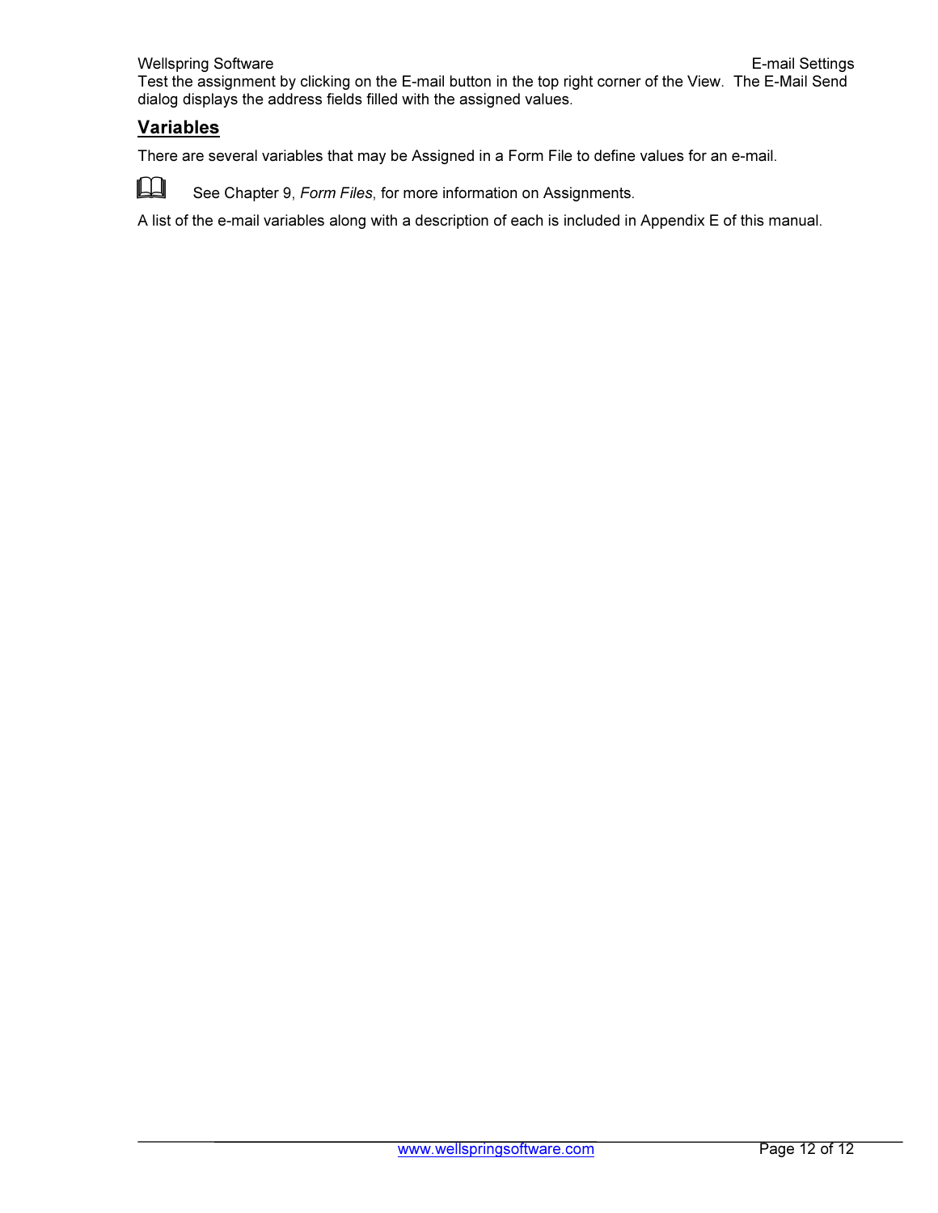Test the assignment by clicking on the E-mail button in the top right corner of the View. The E-Mail Send dialog displays the address fields filled with the assigned values.

## Variables

There are several variables that may be Assigned in a Form File to define values for an e-mail.

See Chapter 9, *Form Files*, for more information on Assignments.

A list of the e-mail variables along with a description of each is included in Appendix E of this manual.